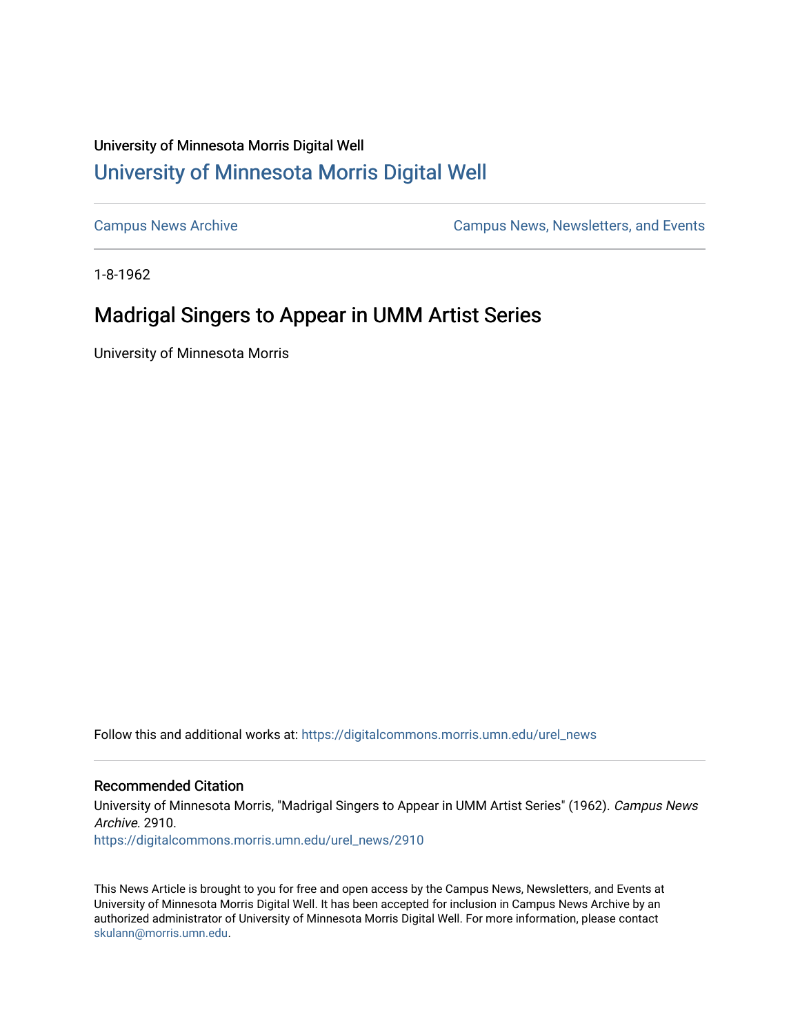University of Minnesota Morris Digital Well

# University of Minnesota Morris Digital Well

Campus News Archive

Campus News, Newsletters, and Events

1-8-1962

## Madrigal Singers to Appear in UMM Artist Series

University of Minnesota Morris

Follow this and additional works at: https://digitalcommons.morris.umn.edu/urel_news

### Recommended Citation

University of Minnesota Morris, "Madrigal Singers to Appear in UMM Artist Series" (1962). *Campus News Archive*. 2910.
https://digitalcommons.morris.umn.edu/urel_news/2910

This News Article is brought to you for free and open access by the Campus News, Newsletters, and Events at University of Minnesota Morris Digital Well. It has been accepted for inclusion in Campus News Archive by an authorized administrator of University of Minnesota Morris Digital Well. For more information, please contact skulann@morris.umn.edu.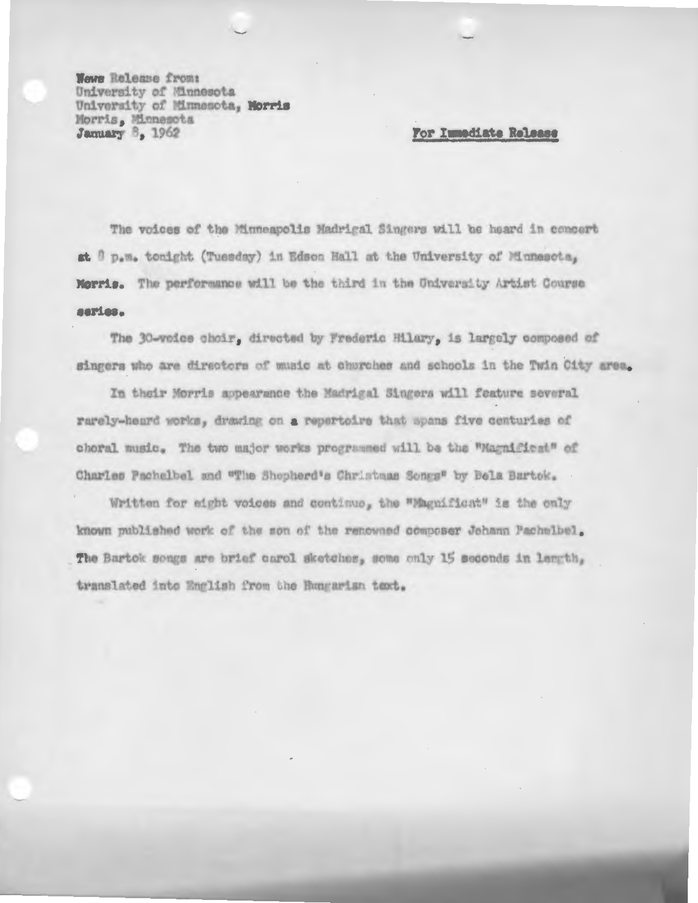News Release from:
University of Minnesota
University of Minnesota, Morris
Morris, Minnesota
January 8, 1962

**For Immediate Release**

The voices of the Minneapolis Madrigal Singers will be heard in concert at 8 p.m. tonight (Tuesday) in Edson Hall at the University of Minnesota, Morris. The performance will be the third in the University Artist Course series.

The 30-voice choir, directed by Frederic Hilary, is largely composed of singers who are directors of music at churches and schools in the Twin City area.

In their Morris appearance the Madrigal Singers will feature several rarely-heard works, drawing on a repertoire that spans five centuries of choral music. The two major works programmed will be the "Magnificat" of Charles Pachelbel and "The Shepherd's Christmas Songs" by Bela Bartok.

Written for eight voices and continuo, the "Magnificat" is the only known published work of the son of the renowned composer Johann Pachelbel. The Bartok songs are brief carol sketches, some only 15 seconds in length, translated into English from the Hungarian text.